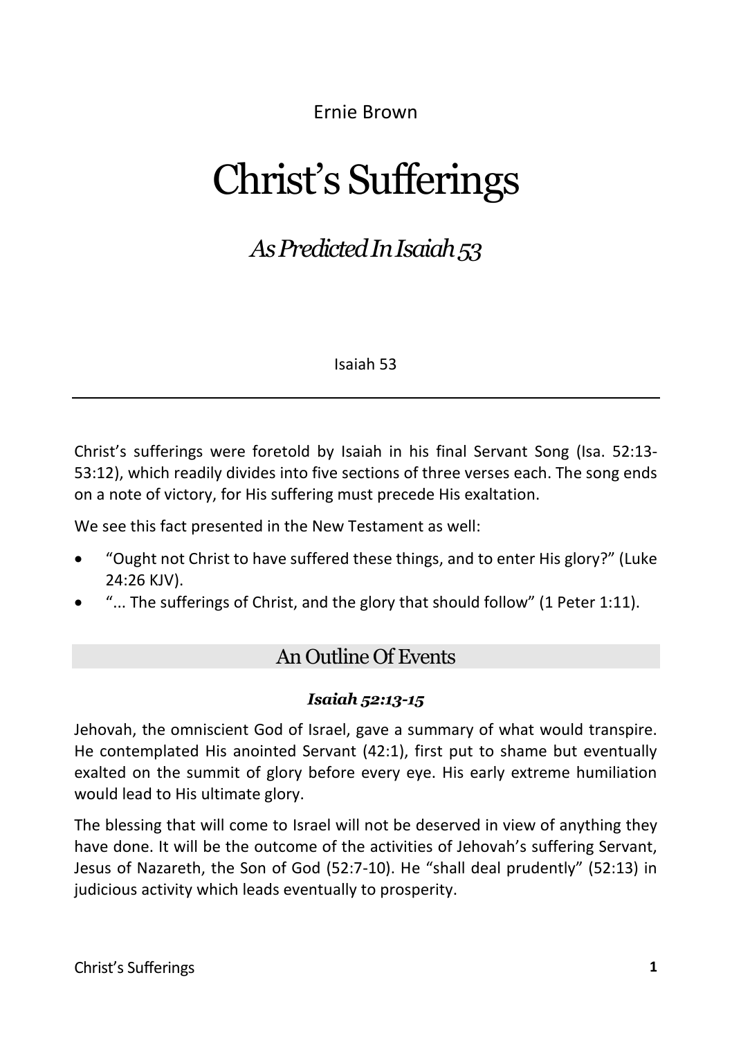Ernie Brown

# Christ's Sufferings

## *As Predicted In Isaiah 53*

Isaiah 53

---

Christ's sufferings were foretold by Isaiah in his final Servant Song (Isa. 52:13-53:12), which readily divides into five sections of three verses each. The song ends on a note of victory, for His suffering must precede His exaltation.

We see this fact presented in the New Testament as well:

- "Ought not Christ to have suffered these things, and to enter His glory?" (Luke 24:26 KJV).
- "... The sufferings of Christ, and the glory that should follow" (1 Peter 1:11).

## An Outline Of Events

### ***Isaiah 52:13-15***

Jehovah, the omniscient God of Israel, gave a summary of what would transpire. He contemplated His anointed Servant (42:1), first put to shame but eventually exalted on the summit of glory before every eye. His early extreme humiliation would lead to His ultimate glory.

The blessing that will come to Israel will not be deserved in view of anything they have done. It will be the outcome of the activities of Jehovah's suffering Servant, Jesus of Nazareth, the Son of God (52:7-10). He "shall deal prudently" (52:13) in judicious activity which leads eventually to prosperity.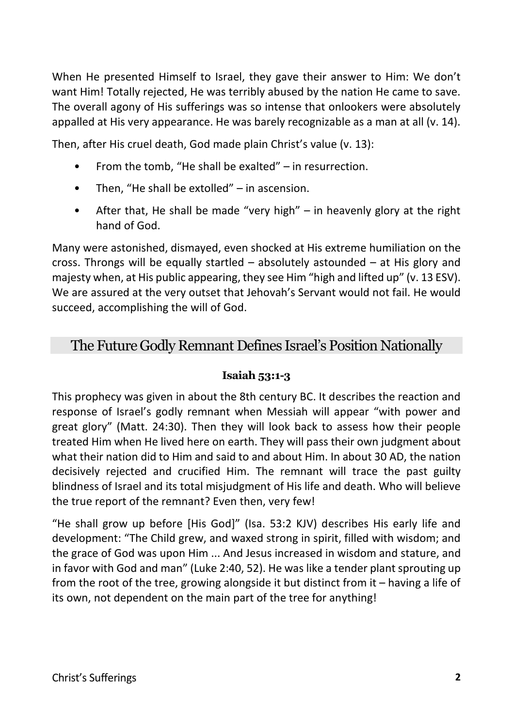When He presented Himself to Israel, they gave their answer to Him: We don't want Him! Totally rejected, He was terribly abused by the nation He came to save. The overall agony of His sufferings was so intense that onlookers were absolutely appalled at His very appearance. He was barely recognizable as a man at all (v. 14).

Then, after His cruel death, God made plain Christ's value (v. 13):

- From the tomb, "He shall be exalted" – in resurrection.
- Then, "He shall be extolled" – in ascension.
- After that, He shall be made "very high" – in heavenly glory at the right hand of God.

Many were astonished, dismayed, even shocked at His extreme humiliation on the cross. Throngs will be equally startled – absolutely astounded – at His glory and majesty when, at His public appearing, they see Him "high and lifted up" (v. 13 ESV). We are assured at the very outset that Jehovah's Servant would not fail. He would succeed, accomplishing the will of God.

## The Future Godly Remnant Defines Israel's Position Nationally

**Isaiah 53:1-3**

This prophecy was given in about the 8th century BC. It describes the reaction and response of Israel's godly remnant when Messiah will appear "with power and great glory" (Matt. 24:30). Then they will look back to assess how their people treated Him when He lived here on earth. They will pass their own judgment about what their nation did to Him and said to and about Him. In about 30 AD, the nation decisively rejected and crucified Him. The remnant will trace the past guilty blindness of Israel and its total misjudgment of His life and death. Who will believe the true report of the remnant? Even then, very few!

"He shall grow up before [His God]" (Isa. 53:2 KJV) describes His early life and development: "The Child grew, and waxed strong in spirit, filled with wisdom; and the grace of God was upon Him ... And Jesus increased in wisdom and stature, and in favor with God and man" (Luke 2:40, 52). He was like a tender plant sprouting up from the root of the tree, growing alongside it but distinct from it – having a life of its own, not dependent on the main part of the tree for anything!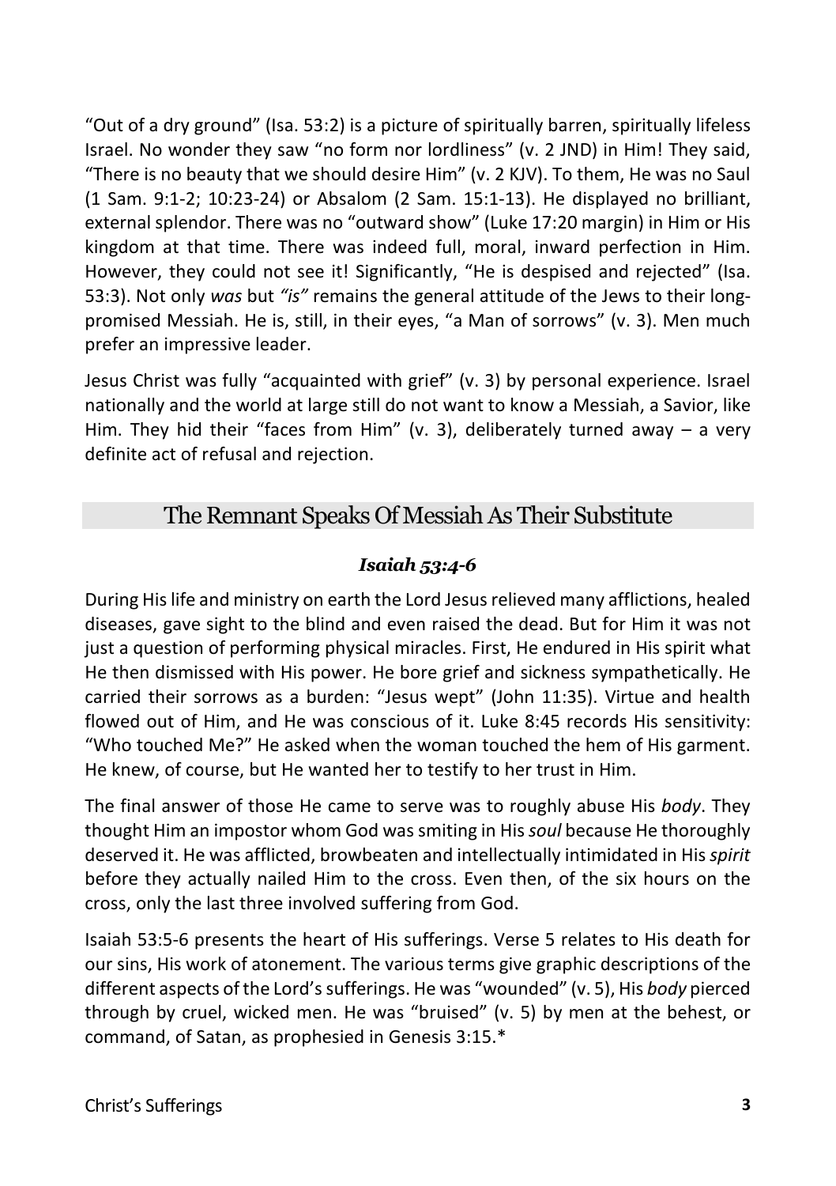"Out of a dry ground" (Isa. 53:2) is a picture of spiritually barren, spiritually lifeless Israel. No wonder they saw "no form nor lordliness" (v. 2 JND) in Him! They said, "There is no beauty that we should desire Him" (v. 2 KJV). To them, He was no Saul (1 Sam. 9:1-2; 10:23-24) or Absalom (2 Sam. 15:1-13). He displayed no brilliant, external splendor. There was no "outward show" (Luke 17:20 margin) in Him or His kingdom at that time. There was indeed full, moral, inward perfection in Him. However, they could not see it! Significantly, "He is despised and rejected" (Isa. 53:3). Not only *was* but *"is"* remains the general attitude of the Jews to their long-promised Messiah. He is, still, in their eyes, "a Man of sorrows" (v. 3). Men much prefer an impressive leader.

Jesus Christ was fully "acquainted with grief" (v. 3) by personal experience. Israel nationally and the world at large still do not want to know a Messiah, a Savior, like Him. They hid their "faces from Him" (v. 3), deliberately turned away – a very definite act of refusal and rejection.

## The Remnant Speaks Of Messiah As Their Substitute

***Isaiah 53:4-6***

During His life and ministry on earth the Lord Jesus relieved many afflictions, healed diseases, gave sight to the blind and even raised the dead. But for Him it was not just a question of performing physical miracles. First, He endured in His spirit what He then dismissed with His power. He bore grief and sickness sympathetically. He carried their sorrows as a burden: "Jesus wept" (John 11:35). Virtue and health flowed out of Him, and He was conscious of it. Luke 8:45 records His sensitivity: "Who touched Me?" He asked when the woman touched the hem of His garment. He knew, of course, but He wanted her to testify to her trust in Him.

The final answer of those He came to serve was to roughly abuse His *body*. They thought Him an impostor whom God was smiting in His *soul* because He thoroughly deserved it. He was afflicted, browbeaten and intellectually intimidated in His *spirit* before they actually nailed Him to the cross. Even then, of the six hours on the cross, only the last three involved suffering from God.

Isaiah 53:5-6 presents the heart of His sufferings. Verse 5 relates to His death for our sins, His work of atonement. The various terms give graphic descriptions of the different aspects of the Lord's sufferings. He was "wounded" (v. 5), His *body* pierced through by cruel, wicked men. He was "bruised" (v. 5) by men at the behest, or command, of Satan, as prophesied in Genesis 3:15.*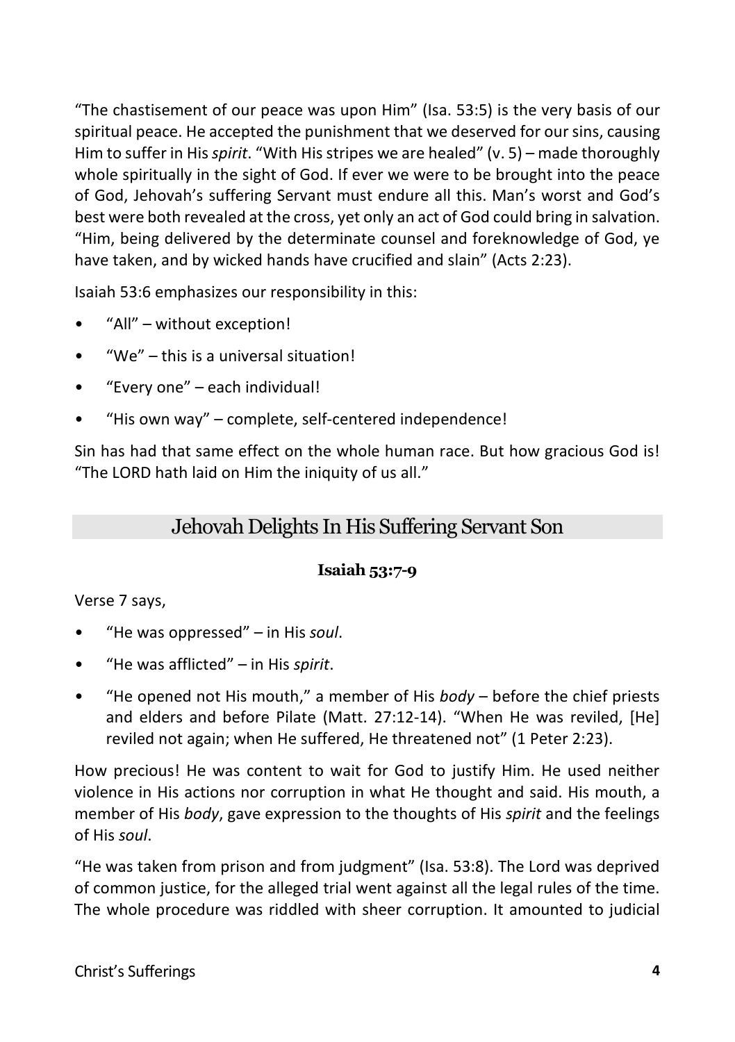"The chastisement of our peace was upon Him" (Isa. 53:5) is the very basis of our spiritual peace. He accepted the punishment that we deserved for our sins, causing Him to suffer in His *spirit*. "With His stripes we are healed" (v. 5) – made thoroughly whole spiritually in the sight of God. If ever we were to be brought into the peace of God, Jehovah's suffering Servant must endure all this. Man's worst and God's best were both revealed at the cross, yet only an act of God could bring in salvation. "Him, being delivered by the determinate counsel and foreknowledge of God, ye have taken, and by wicked hands have crucified and slain" (Acts 2:23).

Isaiah 53:6 emphasizes our responsibility in this:

- "All" – without exception!
- "We" – this is a universal situation!
- "Every one" – each individual!
- "His own way" – complete, self-centered independence!

Sin has had that same effect on the whole human race. But how gracious God is! "The LORD hath laid on Him the iniquity of us all."

## Jehovah Delights In His Suffering Servant Son

**Isaiah 53:7-9**

Verse 7 says,

- "He was oppressed" – in His *soul*.
- "He was afflicted" – in His *spirit*.
- "He opened not His mouth," a member of His *body* – before the chief priests and elders and before Pilate (Matt. 27:12-14). "When He was reviled, [He] reviled not again; when He suffered, He threatened not" (1 Peter 2:23).

How precious! He was content to wait for God to justify Him. He used neither violence in His actions nor corruption in what He thought and said. His mouth, a member of His *body*, gave expression to the thoughts of His *spirit* and the feelings of His *soul*.

"He was taken from prison and from judgment" (Isa. 53:8). The Lord was deprived of common justice, for the alleged trial went against all the legal rules of the time. The whole procedure was riddled with sheer corruption. It amounted to judicial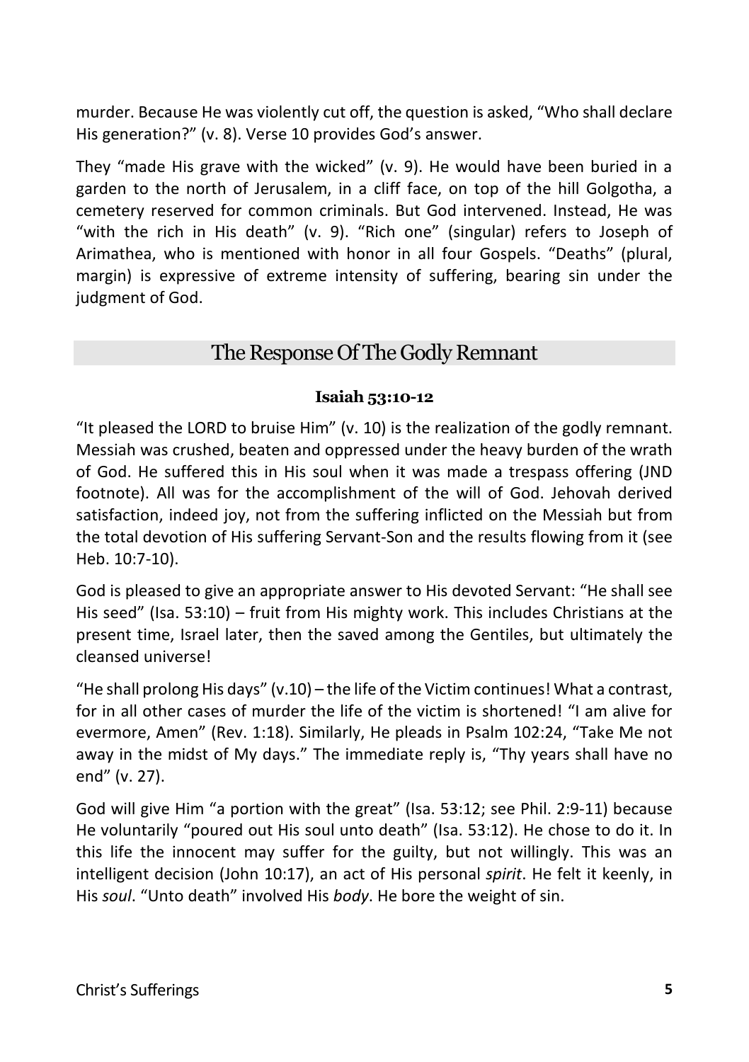murder. Because He was violently cut off, the question is asked, "Who shall declare His generation?" (v. 8). Verse 10 provides God's answer.

They "made His grave with the wicked" (v. 9). He would have been buried in a garden to the north of Jerusalem, in a cliff face, on top of the hill Golgotha, a cemetery reserved for common criminals. But God intervened. Instead, He was "with the rich in His death" (v. 9). "Rich one" (singular) refers to Joseph of Arimathea, who is mentioned with honor in all four Gospels. "Deaths" (plural, margin) is expressive of extreme intensity of suffering, bearing sin under the judgment of God.

## The Response Of The Godly Remnant

**Isaiah 53:10-12**

"It pleased the LORD to bruise Him" (v. 10) is the realization of the godly remnant. Messiah was crushed, beaten and oppressed under the heavy burden of the wrath of God. He suffered this in His soul when it was made a trespass offering (JND footnote). All was for the accomplishment of the will of God. Jehovah derived satisfaction, indeed joy, not from the suffering inflicted on the Messiah but from the total devotion of His suffering Servant-Son and the results flowing from it (see Heb. 10:7-10).

God is pleased to give an appropriate answer to His devoted Servant: "He shall see His seed" (Isa. 53:10) – fruit from His mighty work. This includes Christians at the present time, Israel later, then the saved among the Gentiles, but ultimately the cleansed universe!

"He shall prolong His days" (v.10) – the life of the Victim continues! What a contrast, for in all other cases of murder the life of the victim is shortened! "I am alive for evermore, Amen" (Rev. 1:18). Similarly, He pleads in Psalm 102:24, "Take Me not away in the midst of My days." The immediate reply is, "Thy years shall have no end" (v. 27).

God will give Him "a portion with the great" (Isa. 53:12; see Phil. 2:9-11) because He voluntarily "poured out His soul unto death" (Isa. 53:12). He chose to do it. In this life the innocent may suffer for the guilty, but not willingly. This was an intelligent decision (John 10:17), an act of His personal *spirit*. He felt it keenly, in His *soul*. "Unto death" involved His *body*. He bore the weight of sin.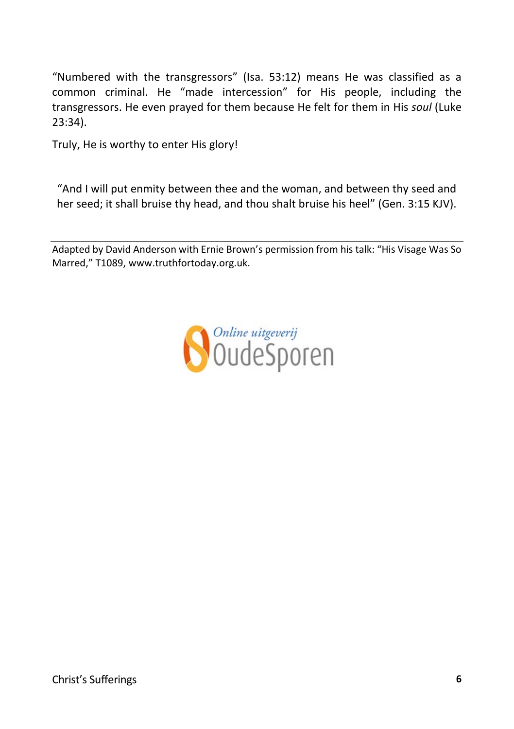"Numbered with the transgressors" (Isa. 53:12) means He was classified as a common criminal. He "made intercession" for His people, including the transgressors. He even prayed for them because He felt for them in His *soul* (Luke 23:34).

Truly, He is worthy to enter His glory!

> "And I will put enmity between thee and the woman, and between thy seed and her seed; it shall bruise thy head, and thou shalt bruise his heel" (Gen. 3:15 KJV).

---

Adapted by David Anderson with Ernie Brown's permission from his talk: "His Visage Was So Marred," T1089, www.truthfortoday.org.uk.

Online uitgeverij OudeSporen